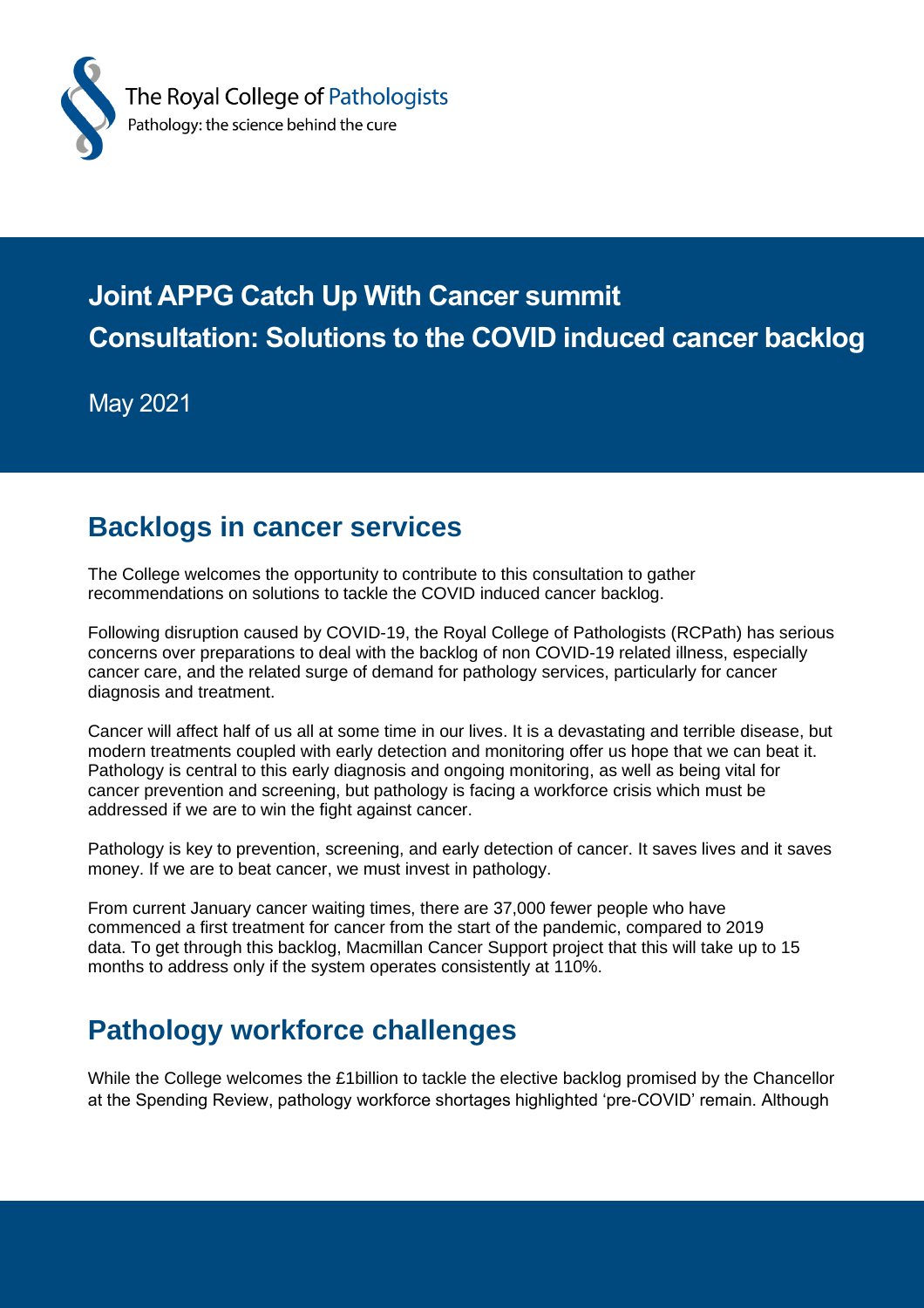The Royal College of Pathologists
Pathology: the science behind the cure

# Joint APPG Catch Up With Cancer summit
# Consultation: Solutions to the COVID induced cancer backlog

May 2021

## Backlogs in cancer services

The College welcomes the opportunity to contribute to this consultation to gather recommendations on solutions to tackle the COVID induced cancer backlog.

Following disruption caused by COVID-19, the Royal College of Pathologists (RCPath) has serious concerns over preparations to deal with the backlog of non COVID-19 related illness, especially cancer care, and the related surge of demand for pathology services, particularly for cancer diagnosis and treatment.

Cancer will affect half of us all at some time in our lives. It is a devastating and terrible disease, but modern treatments coupled with early detection and monitoring offer us hope that we can beat it. Pathology is central to this early diagnosis and ongoing monitoring, as well as being vital for cancer prevention and screening, but pathology is facing a workforce crisis which must be addressed if we are to win the fight against cancer.

Pathology is key to prevention, screening, and early detection of cancer. It saves lives and it saves money. If we are to beat cancer, we must invest in pathology.

From current January cancer waiting times, there are 37,000 fewer people who have commenced a first treatment for cancer from the start of the pandemic, compared to 2019 data. To get through this backlog, Macmillan Cancer Support project that this will take up to 15 months to address only if the system operates consistently at 110%.

## Pathology workforce challenges

While the College welcomes the £1billion to tackle the elective backlog promised by the Chancellor at the Spending Review, pathology workforce shortages highlighted 'pre-COVID' remain. Although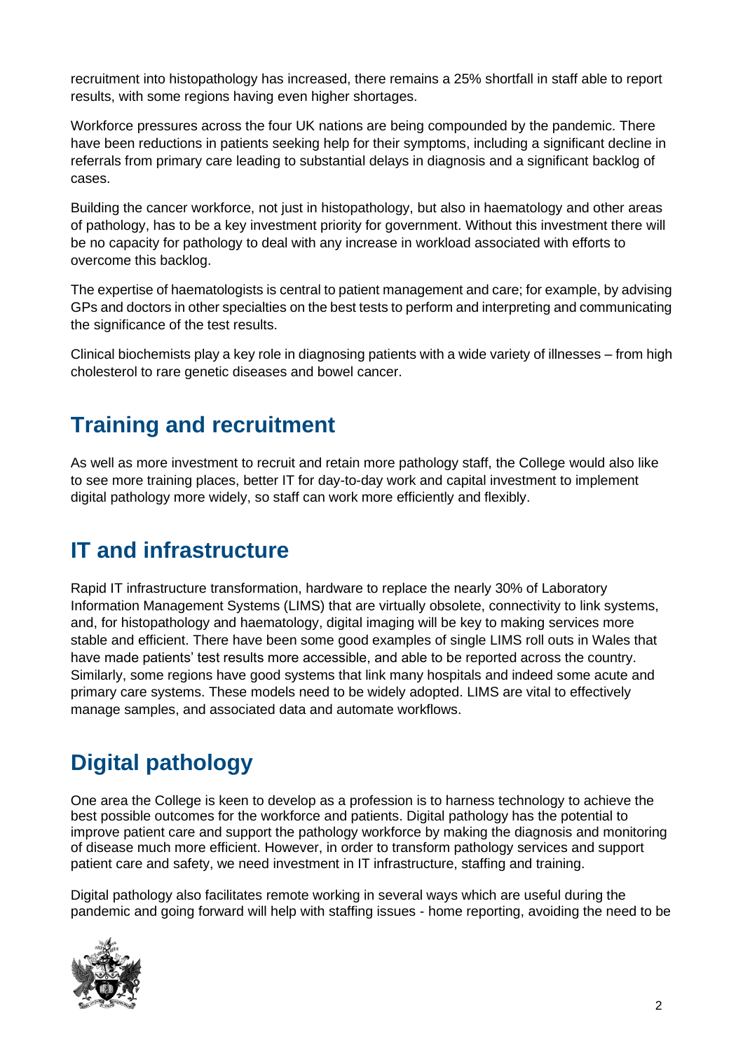recruitment into histopathology has increased, there remains a 25% shortfall in staff able to report results, with some regions having even higher shortages.

Workforce pressures across the four UK nations are being compounded by the pandemic. There have been reductions in patients seeking help for their symptoms, including a significant decline in referrals from primary care leading to substantial delays in diagnosis and a significant backlog of cases.

Building the cancer workforce, not just in histopathology, but also in haematology and other areas of pathology, has to be a key investment priority for government. Without this investment there will be no capacity for pathology to deal with any increase in workload associated with efforts to overcome this backlog.

The expertise of haematologists is central to patient management and care; for example, by advising GPs and doctors in other specialties on the best tests to perform and interpreting and communicating the significance of the test results.

Clinical biochemists play a key role in diagnosing patients with a wide variety of illnesses – from high cholesterol to rare genetic diseases and bowel cancer.

## Training and recruitment

As well as more investment to recruit and retain more pathology staff, the College would also like to see more training places, better IT for day-to-day work and capital investment to implement digital pathology more widely, so staff can work more efficiently and flexibly.

## IT and infrastructure

Rapid IT infrastructure transformation, hardware to replace the nearly 30% of Laboratory Information Management Systems (LIMS) that are virtually obsolete, connectivity to link systems, and, for histopathology and haematology, digital imaging will be key to making services more stable and efficient. There have been some good examples of single LIMS roll outs in Wales that have made patients' test results more accessible, and able to be reported across the country. Similarly, some regions have good systems that link many hospitals and indeed some acute and primary care systems. These models need to be widely adopted. LIMS are vital to effectively manage samples, and associated data and automate workflows.

## Digital pathology

One area the College is keen to develop as a profession is to harness technology to achieve the best possible outcomes for the workforce and patients. Digital pathology has the potential to improve patient care and support the pathology workforce by making the diagnosis and monitoring of disease much more efficient. However, in order to transform pathology services and support patient care and safety, we need investment in IT infrastructure, staffing and training.

Digital pathology also facilitates remote working in several ways which are useful during the pandemic and going forward will help with staffing issues - home reporting, avoiding the need to be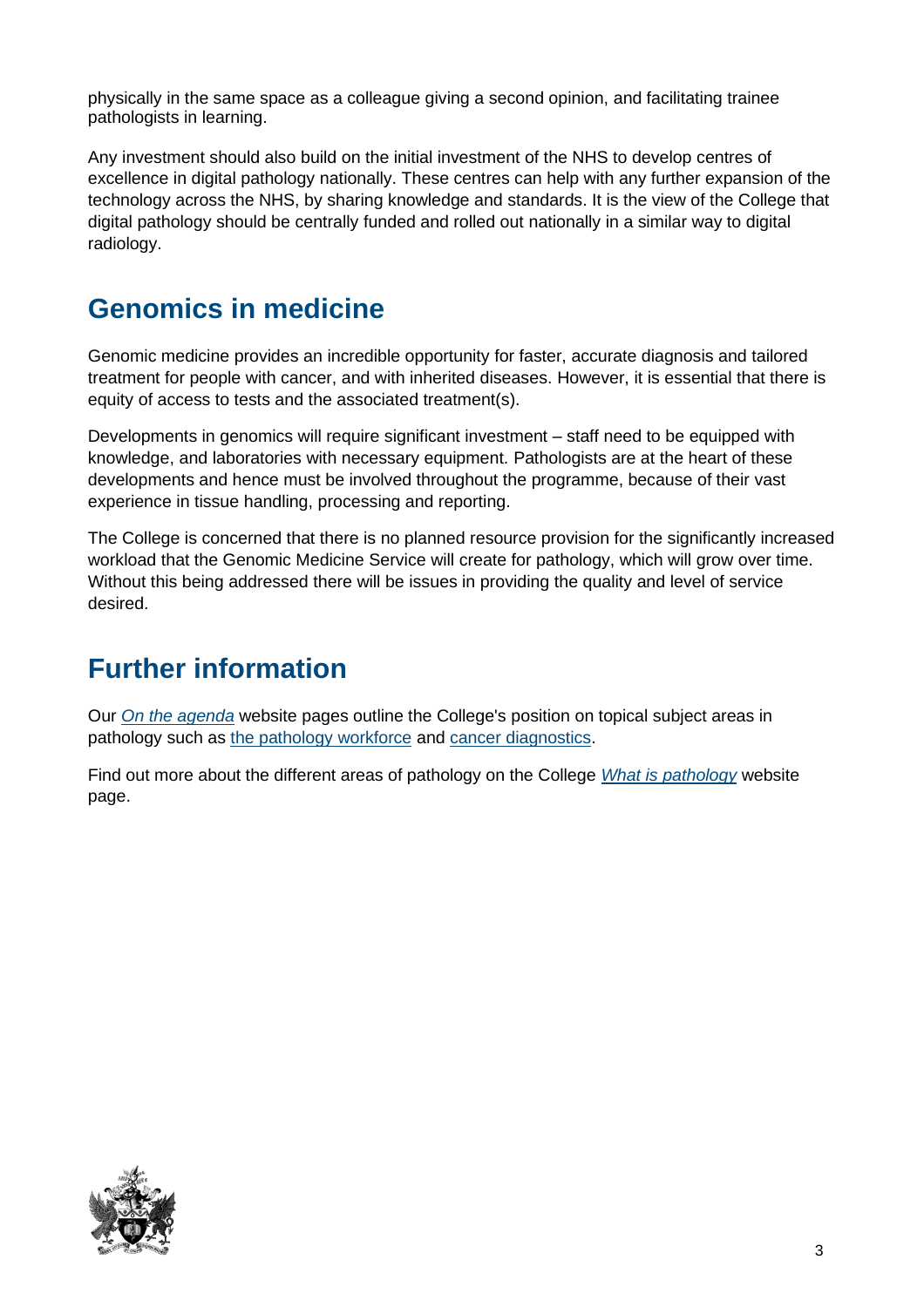physically in the same space as a colleague giving a second opinion, and facilitating trainee pathologists in learning.

Any investment should also build on the initial investment of the NHS to develop centres of excellence in digital pathology nationally. These centres can help with any further expansion of the technology across the NHS, by sharing knowledge and standards. It is the view of the College that digital pathology should be centrally funded and rolled out nationally in a similar way to digital radiology.

## Genomics in medicine

Genomic medicine provides an incredible opportunity for faster, accurate diagnosis and tailored treatment for people with cancer, and with inherited diseases. However, it is essential that there is equity of access to tests and the associated treatment(s).

Developments in genomics will require significant investment – staff need to be equipped with knowledge, and laboratories with necessary equipment. Pathologists are at the heart of these developments and hence must be involved throughout the programme, because of their vast experience in tissue handling, processing and reporting.

The College is concerned that there is no planned resource provision for the significantly increased workload that the Genomic Medicine Service will create for pathology, which will grow over time. Without this being addressed there will be issues in providing the quality and level of service desired.

## Further information

Our *On the agenda* website pages outline the College's position on topical subject areas in pathology such as the pathology workforce and cancer diagnostics.

Find out more about the different areas of pathology on the College *What is pathology* website page.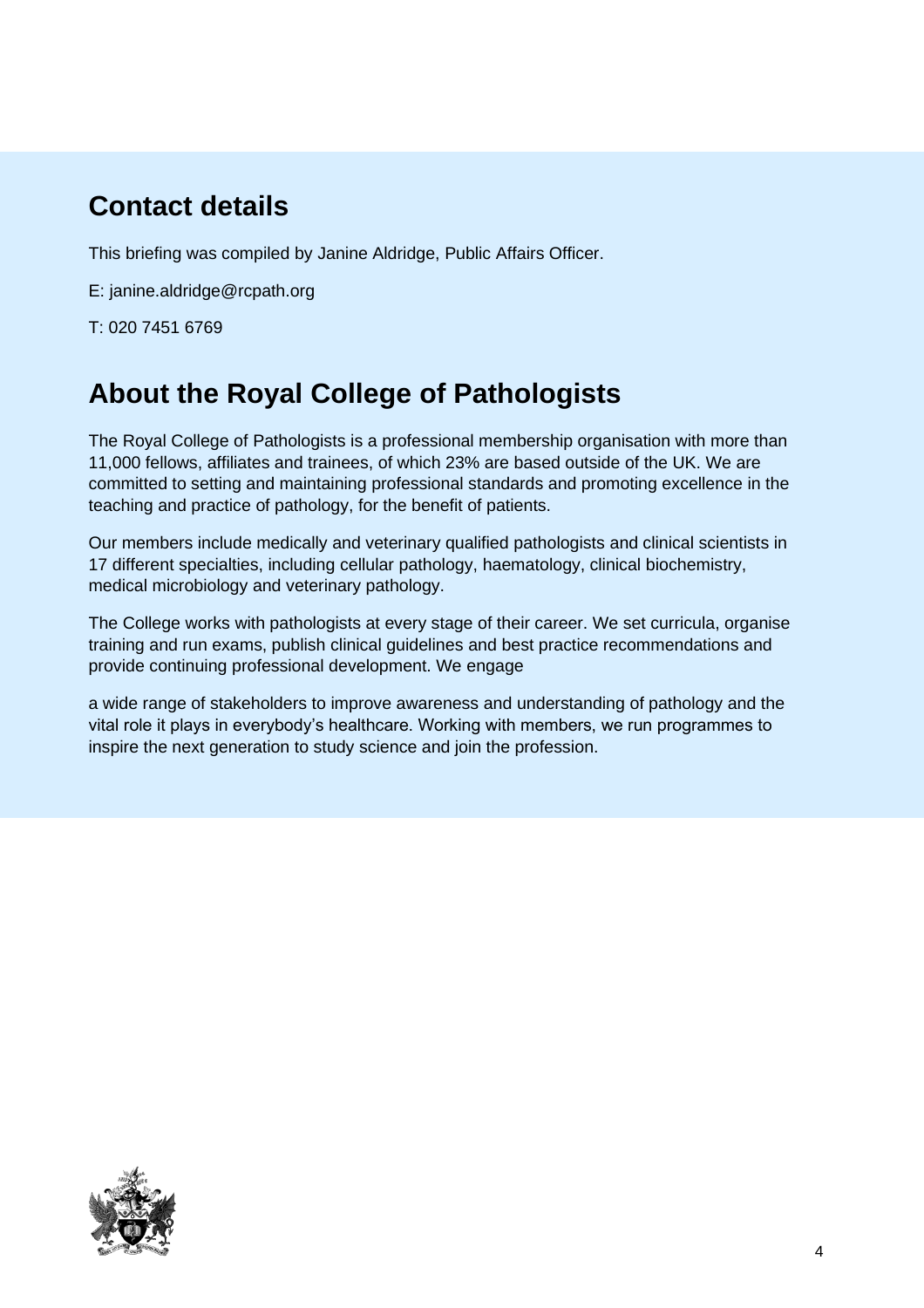## Contact details

This briefing was compiled by Janine Aldridge, Public Affairs Officer.

E: janine.aldridge@rcpath.org

T: 020 7451 6769

## About the Royal College of Pathologists

The Royal College of Pathologists is a professional membership organisation with more than 11,000 fellows, affiliates and trainees, of which 23% are based outside of the UK. We are committed to setting and maintaining professional standards and promoting excellence in the teaching and practice of pathology, for the benefit of patients.

Our members include medically and veterinary qualified pathologists and clinical scientists in 17 different specialties, including cellular pathology, haematology, clinical biochemistry, medical microbiology and veterinary pathology.

The College works with pathologists at every stage of their career. We set curricula, organise training and run exams, publish clinical guidelines and best practice recommendations and provide continuing professional development. We engage

a wide range of stakeholders to improve awareness and understanding of pathology and the vital role it plays in everybody's healthcare. Working with members, we run programmes to inspire the next generation to study science and join the profession.